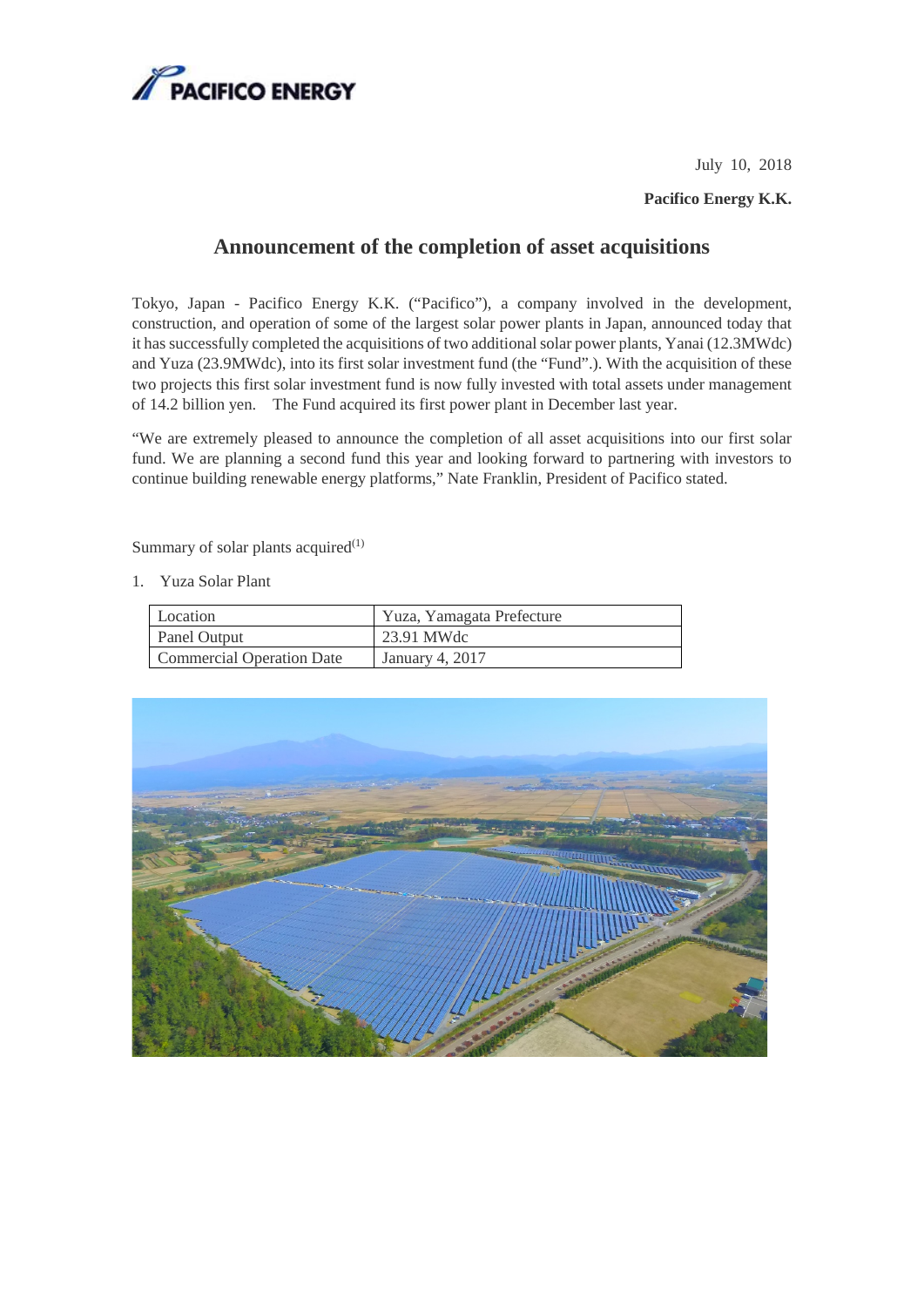July 10, 2018

**Pacifico Energy K.K.**

# Announcement of the completion of asset acquisitions

Tokyo, Japan - Pacifico Energy K.K. ("Pacifico"), a company involved in the development, construction, and operation of some of the largest solar power plants in Japan, announced today that it has successfully completed the acquisitions of two additional solar power plants, Yanai (12.3MWdc) and Yuza (23.9MWdc), into its first solar investment fund (the "Fund".). With the acquisition of these two projects this first solar investment fund is now fully invested with total assets under management of 14.2 billion yen. The Fund acquired its first power plant in December last year.

"We are extremely pleased to announce the completion of all asset acquisitions into our first solar fund. We are planning a second fund this year and looking forward to partnering with investors to continue building renewable energy platforms," Nate Franklin, President of Pacifico stated.

Summary of solar plants acquired(1)

1. Yuza Solar Plant

| Location | Yuza, Yamagata Prefecture |
|---|---|
| Panel Output | 23.91 MWdc |
| Commercial Operation Date | January 4, 2017 |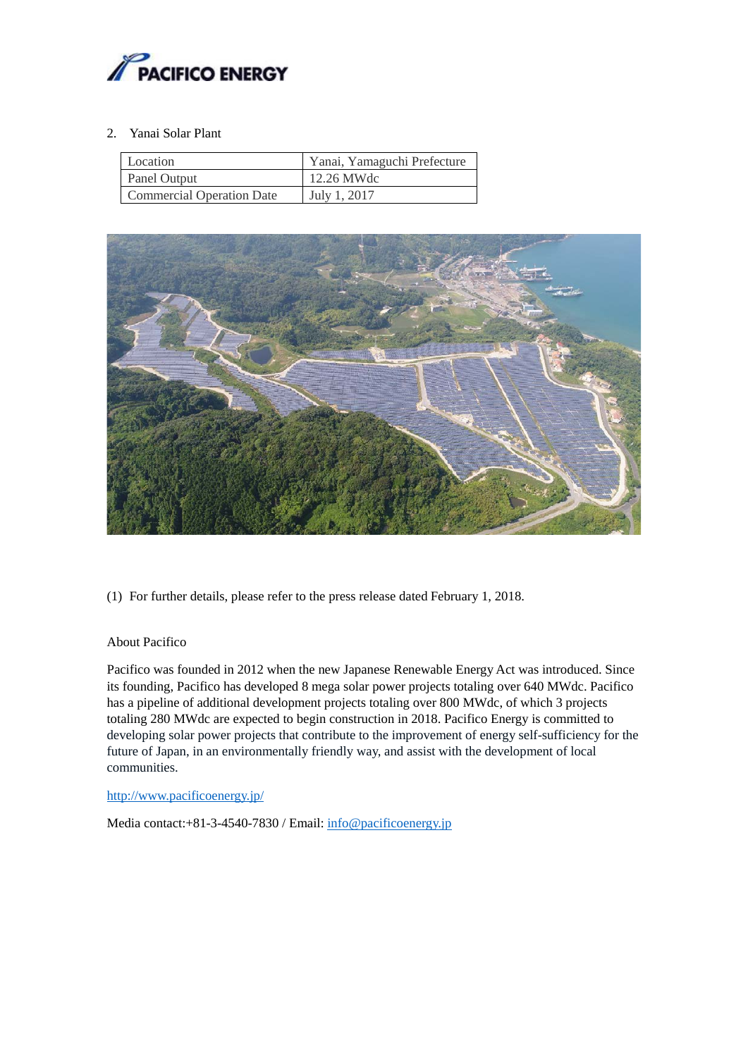2. Yanai Solar Plant

| | |
|---|---|
| Location | Yanai, Yamaguchi Prefecture |
| Panel Output | 12.26 MWdc |
| Commercial Operation Date | July 1, 2017 |

(1) For further details, please refer to the press release dated February 1, 2018.

About Pacifico

Pacifico was founded in 2012 when the new Japanese Renewable Energy Act was introduced. Since its founding, Pacifico has developed 8 mega solar power projects totaling over 640 MWdc. Pacifico has a pipeline of additional development projects totaling over 800 MWdc, of which 3 projects totaling 280 MWdc are expected to begin construction in 2018. Pacifico Energy is committed to developing solar power projects that contribute to the improvement of energy self-sufficiency for the future of Japan, in an environmentally friendly way, and assist with the development of local communities.

http://www.pacificoenergy.jp/

Media contact:+81-3-4540-7830 / Email: info@pacificoenergy.jp